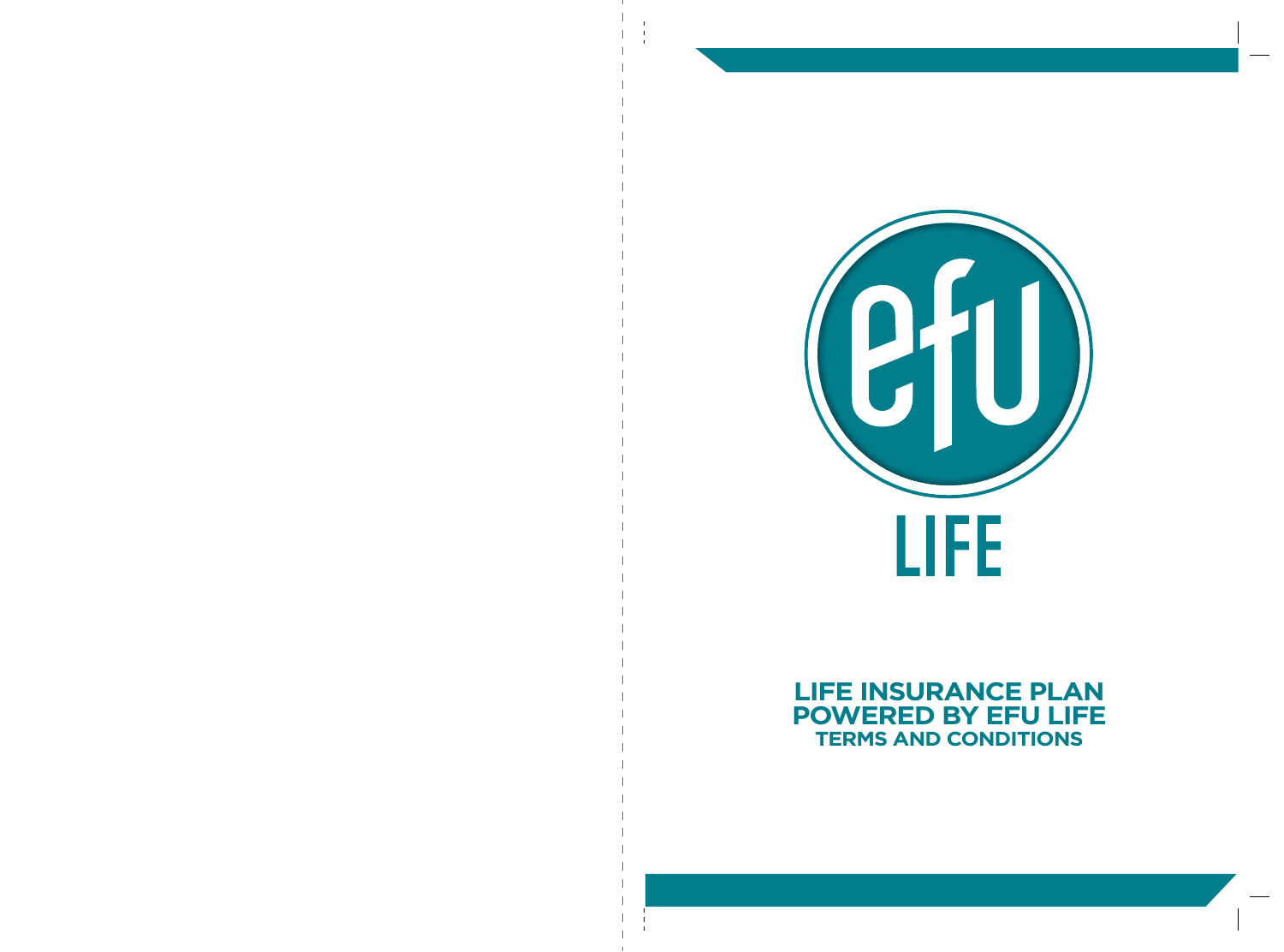efu

LIFE

# LIFE INSURANCE PLAN POWERED BY EFU LIFE

## TERMS AND CONDITIONS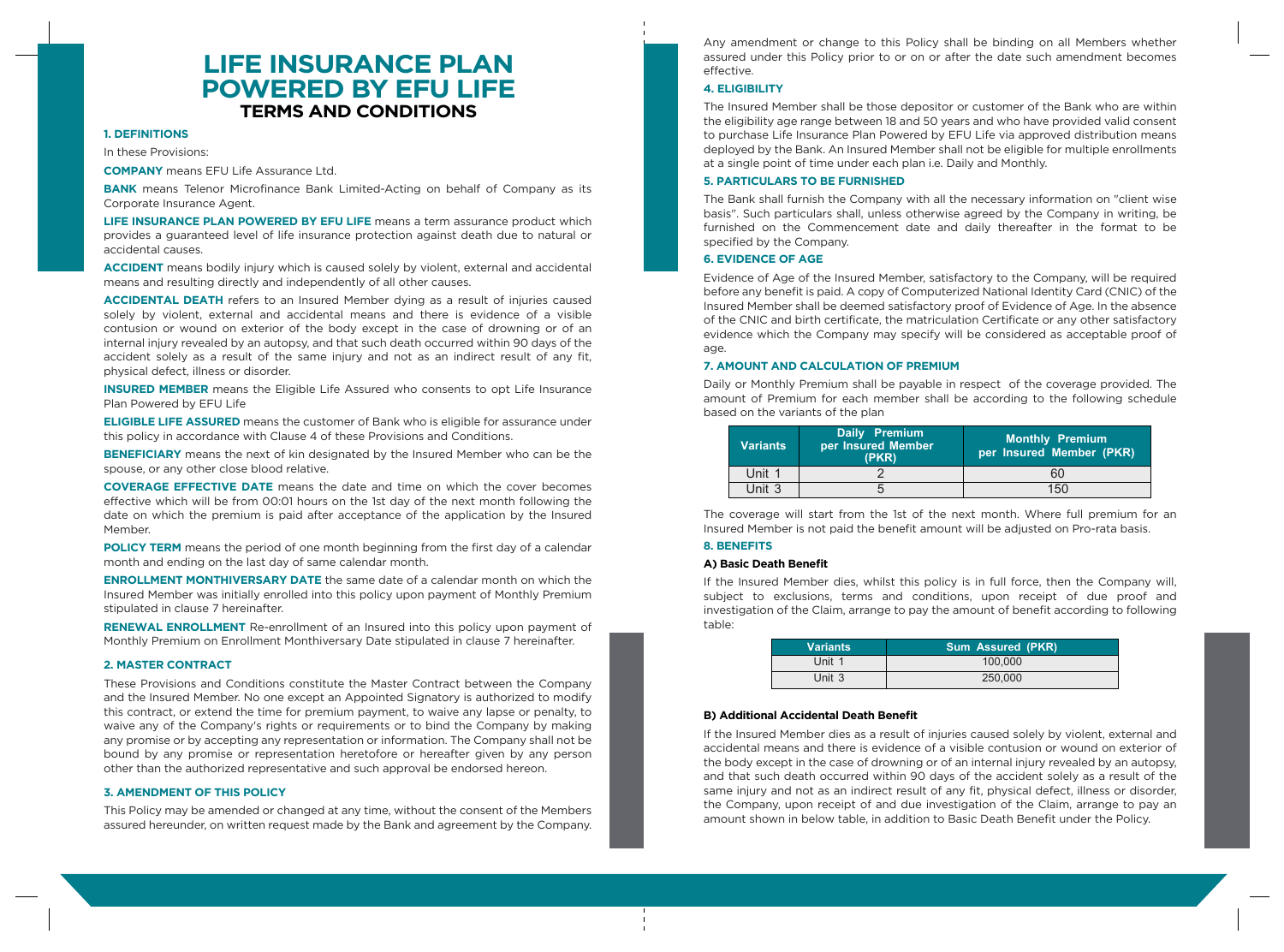# LIFE INSURANCE PLAN POWERED BY EFU LIFE

## TERMS AND CONDITIONS

### 1. DEFINITIONS

In these Provisions:

**COMPANY** means EFU Life Assurance Ltd.

**BANK** means Telenor Microfinance Bank Limited-Acting on behalf of Company as its Corporate Insurance Agent.

**LIFE INSURANCE PLAN POWERED BY EFU LIFE** means a term assurance product which provides a guaranteed level of life insurance protection against death due to natural or accidental causes.

**ACCIDENT** means bodily injury which is caused solely by violent, external and accidental means and resulting directly and independently of all other causes.

**ACCIDENTAL DEATH** refers to an Insured Member dying as a result of injuries caused solely by violent, external and accidental means and there is evidence of a visible contusion or wound on exterior of the body except in the case of drowning or of an internal injury revealed by an autopsy, and that such death occurred within 90 days of the accident solely as a result of the same injury and not as an indirect result of any fit, physical defect, illness or disorder.

**INSURED MEMBER** means the Eligible Life Assured who consents to opt Life Insurance Plan Powered by EFU Life

**ELIGIBLE LIFE ASSURED** means the customer of Bank who is eligible for assurance under this policy in accordance with Clause 4 of these Provisions and Conditions.

**BENEFICIARY** means the next of kin designated by the Insured Member who can be the spouse, or any other close blood relative.

**COVERAGE EFFECTIVE DATE** means the date and time on which the cover becomes effective which will be from 00:01 hours on the 1st day of the next month following the date on which the premium is paid after acceptance of the application by the Insured Member.

**POLICY TERM** means the period of one month beginning from the first day of a calendar month and ending on the last day of same calendar month.

**ENROLLMENT MONTHIVERSARY DATE** the same date of a calendar month on which the Insured Member was initially enrolled into this policy upon payment of Monthly Premium stipulated in clause 7 hereinafter.

**RENEWAL ENROLLMENT** Re-enrollment of an Insured into this policy upon payment of Monthly Premium on Enrollment Monthiversary Date stipulated in clause 7 hereinafter.

### 2. MASTER CONTRACT

These Provisions and Conditions constitute the Master Contract between the Company and the Insured Member. No one except an Appointed Signatory is authorized to modify this contract, or extend the time for premium payment, to waive any lapse or penalty, to waive any of the Company's rights or requirements or to bind the Company by making any promise or by accepting any representation or information. The Company shall not be bound by any promise or representation heretofore or hereafter given by any person other than the authorized representative and such approval be endorsed hereon.

### 3. AMENDMENT OF THIS POLICY

This Policy may be amended or changed at any time, without the consent of the Members assured hereunder, on written request made by the Bank and agreement by the Company. Any amendment or change to this Policy shall be binding on all Members whether assured under this Policy prior to or on or after the date such amendment becomes effective.

### 4. ELIGIBILITY

The Insured Member shall be those depositor or customer of the Bank who are within the eligibility age range between 18 and 50 years and who have provided valid consent to purchase Life Insurance Plan Powered by EFU Life via approved distribution means deployed by the Bank. An Insured Member shall not be eligible for multiple enrollments at a single point of time under each plan i.e. Daily and Monthly.

### 5. PARTICULARS TO BE FURNISHED

The Bank shall furnish the Company with all the necessary information on "client wise basis". Such particulars shall, unless otherwise agreed by the Company in writing, be furnished on the Commencement date and daily thereafter in the format to be specified by the Company.

### 6. EVIDENCE OF AGE

Evidence of Age of the Insured Member, satisfactory to the Company, will be required before any benefit is paid. A copy of Computerized National Identity Card (CNIC) of the Insured Member shall be deemed satisfactory proof of Evidence of Age. In the absence of the CNIC and birth certificate, the matriculation Certificate or any other satisfactory evidence which the Company may specify will be considered as acceptable proof of age.

### 7. AMOUNT AND CALCULATION OF PREMIUM

Daily or Monthly Premium shall be payable in respect of the coverage provided. The amount of Premium for each member shall be according to the following schedule based on the variants of the plan

| Variants | Daily Premium per Insured Member (PKR) | Monthly Premium per Insured Member (PKR) |
|---|---|---|
| Unit 1 | 2 | 60 |
| Unit 3 | 5 | 150 |

The coverage will start from the 1st of the next month. Where full premium for an Insured Member is not paid the benefit amount will be adjusted on Pro-rata basis.

### 8. BENEFITS

#### A) Basic Death Benefit

If the Insured Member dies, whilst this policy is in full force, then the Company will, subject to exclusions, terms and conditions, upon receipt of due proof and investigation of the Claim, arrange to pay the amount of benefit according to following table:

| Variants | Sum Assured (PKR) |
|---|---|
| Unit 1 | 100,000 |
| Unit 3 | 250,000 |

#### B) Additional Accidental Death Benefit

If the Insured Member dies as a result of injuries caused solely by violent, external and accidental means and there is evidence of a visible contusion or wound on exterior of the body except in the case of drowning or of an internal injury revealed by an autopsy, and that such death occurred within 90 days of the accident solely as a result of the same injury and not as an indirect result of any fit, physical defect, illness or disorder, the Company, upon receipt of and due investigation of the Claim, arrange to pay an amount shown in below table, in addition to Basic Death Benefit under the Policy.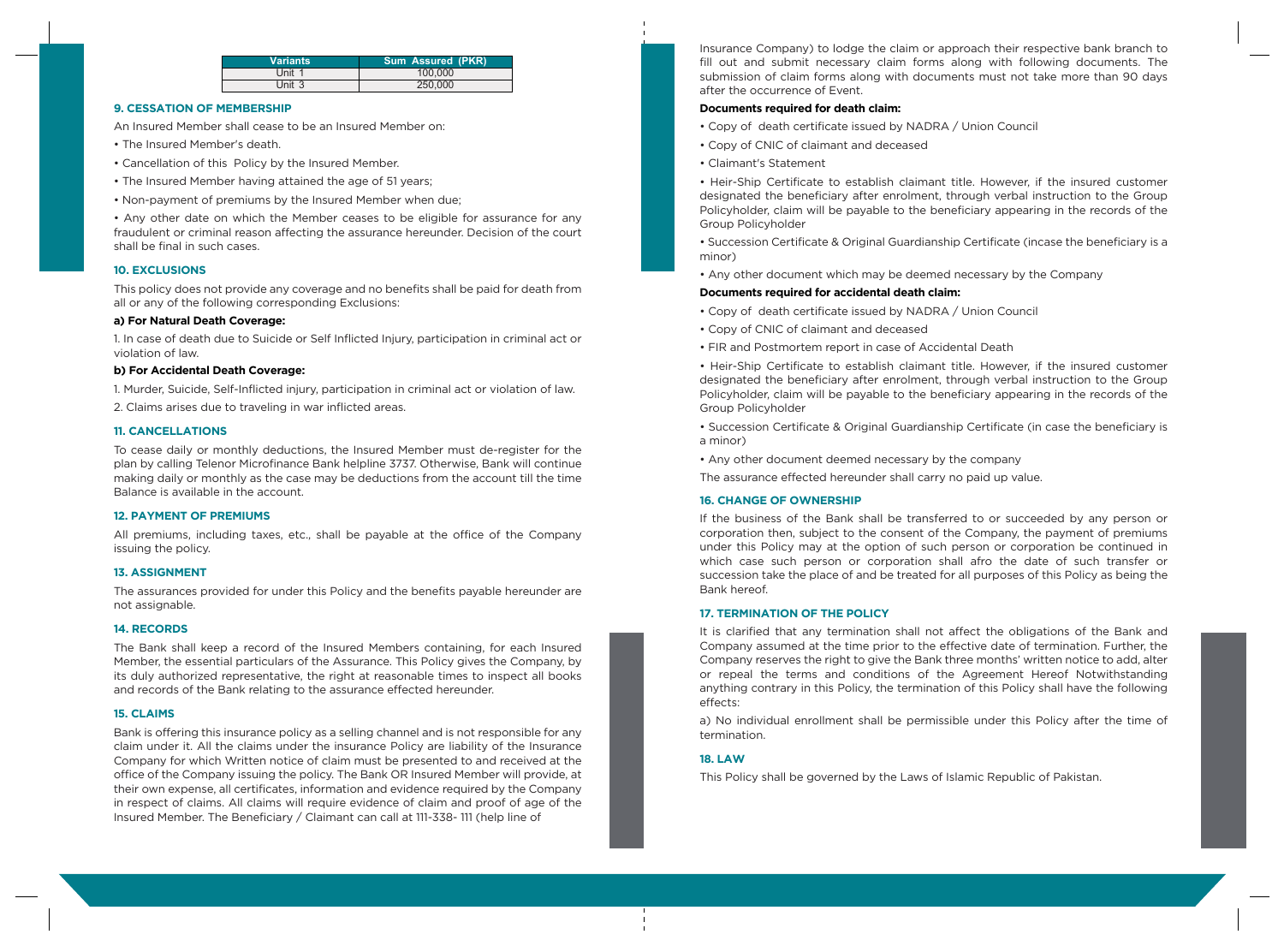| Variants | Sum Assured (PKR) |
|---|---|
| Unit 1 | 100,000 |
| Unit 3 | 250,000 |

## 9. CESSATION OF MEMBERSHIP

An Insured Member shall cease to be an Insured Member on:

- The Insured Member's death.
- Cancellation of this Policy by the Insured Member.
- The Insured Member having attained the age of 51 years;
- Non-payment of premiums by the Insured Member when due;
- Any other date on which the Member ceases to be eligible for assurance for any fraudulent or criminal reason affecting the assurance hereunder. Decision of the court shall be final in such cases.

## 10. EXCLUSIONS

This policy does not provide any coverage and no benefits shall be paid for death from all or any of the following corresponding Exclusions:

**a) For Natural Death Coverage:**

1. In case of death due to Suicide or Self Inflicted Injury, participation in criminal act or violation of law.

**b) For Accidental Death Coverage:**

1. Murder, Suicide, Self-Inflicted injury, participation in criminal act or violation of law.
2. Claims arises due to traveling in war inflicted areas.

## 11. CANCELLATIONS

To cease daily or monthly deductions, the Insured Member must de-register for the plan by calling Telenor Microfinance Bank helpline 3737. Otherwise, Bank will continue making daily or monthly as the case may be deductions from the account till the time Balance is available in the account.

## 12. PAYMENT OF PREMIUMS

All premiums, including taxes, etc., shall be payable at the office of the Company issuing the policy.

## 13. ASSIGNMENT

The assurances provided for under this Policy and the benefits payable hereunder are not assignable.

## 14. RECORDS

The Bank shall keep a record of the Insured Members containing, for each Insured Member, the essential particulars of the Assurance. This Policy gives the Company, by its duly authorized representative, the right at reasonable times to inspect all books and records of the Bank relating to the assurance effected hereunder.

## 15. CLAIMS

Bank is offering this insurance policy as a selling channel and is not responsible for any claim under it. All the claims under the insurance Policy are liability of the Insurance Company for which Written notice of claim must be presented to and received at the office of the Company issuing the policy. The Bank OR Insured Member will provide, at their own expense, all certificates, information and evidence required by the Company in respect of claims. All claims will require evidence of claim and proof of age of the Insured Member. The Beneficiary / Claimant can call at 111-338- 111 (help line of Insurance Company) to lodge the claim or approach their respective bank branch to fill out and submit necessary claim forms along with following documents. The submission of claim forms along with documents must not take more than 90 days after the occurrence of Event.

**Documents required for death claim:**

- Copy of death certificate issued by NADRA / Union Council
- Copy of CNIC of claimant and deceased
- Claimant's Statement
- Heir-Ship Certificate to establish claimant title. However, if the insured customer designated the beneficiary after enrolment, through verbal instruction to the Group Policyholder, claim will be payable to the beneficiary appearing in the records of the Group Policyholder
- Succession Certificate & Original Guardianship Certificate (incase the beneficiary is a minor)
- Any other document which may be deemed necessary by the Company

**Documents required for accidental death claim:**

- Copy of death certificate issued by NADRA / Union Council
- Copy of CNIC of claimant and deceased
- FIR and Postmortem report in case of Accidental Death
- Heir-Ship Certificate to establish claimant title. However, if the insured customer designated the beneficiary after enrolment, through verbal instruction to the Group Policyholder, claim will be payable to the beneficiary appearing in the records of the Group Policyholder
- Succession Certificate & Original Guardianship Certificate (in case the beneficiary is a minor)
- Any other document deemed necessary by the company

The assurance effected hereunder shall carry no paid up value.

## 16. CHANGE OF OWNERSHIP

If the business of the Bank shall be transferred to or succeeded by any person or corporation then, subject to the consent of the Company, the payment of premiums under this Policy may at the option of such person or corporation be continued in which case such person or corporation shall afro the date of such transfer or succession take the place of and be treated for all purposes of this Policy as being the Bank hereof.

## 17. TERMINATION OF THE POLICY

It is clarified that any termination shall not affect the obligations of the Bank and Company assumed at the time prior to the effective date of termination. Further, the Company reserves the right to give the Bank three months' written notice to add, alter or repeal the terms and conditions of the Agreement Hereof Notwithstanding anything contrary in this Policy, the termination of this Policy shall have the following effects:

a) No individual enrollment shall be permissible under this Policy after the time of termination.

## 18. LAW

This Policy shall be governed by the Laws of Islamic Republic of Pakistan.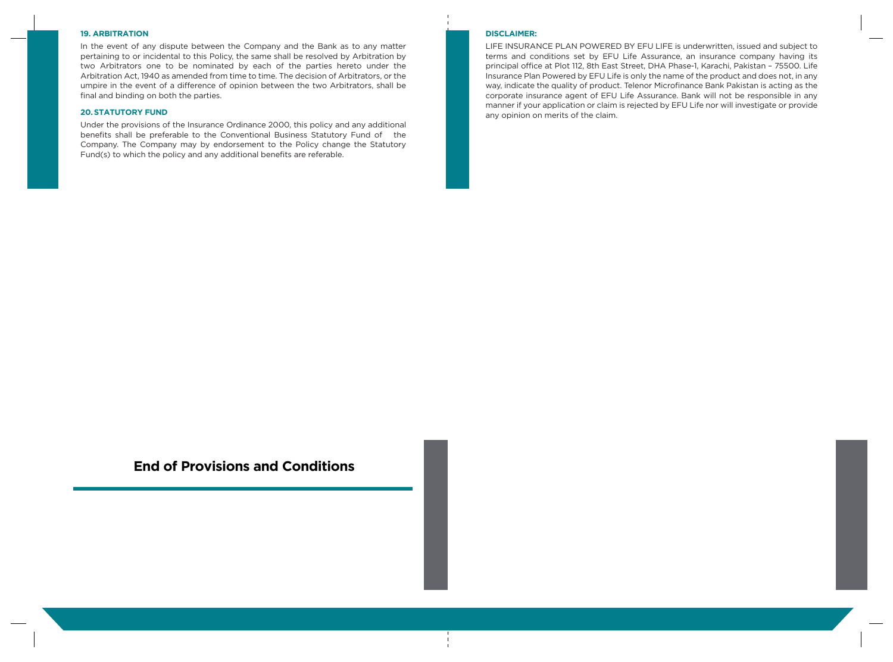### 19. ARBITRATION

In the event of any dispute between the Company and the Bank as to any matter pertaining to or incidental to this Policy, the same shall be resolved by Arbitration by two Arbitrators one to be nominated by each of the parties hereto under the Arbitration Act, 1940 as amended from time to time. The decision of Arbitrators, or the umpire in the event of a difference of opinion between the two Arbitrators, shall be final and binding on both the parties.

### 20. STATUTORY FUND

Under the provisions of the Insurance Ordinance 2000, this policy and any additional benefits shall be preferable to the Conventional Business Statutory Fund of the Company. The Company may by endorsement to the Policy change the Statutory Fund(s) to which the policy and any additional benefits are referable.

## End of Provisions and Conditions

### DISCLAIMER:

LIFE INSURANCE PLAN POWERED BY EFU LIFE is underwritten, issued and subject to terms and conditions set by EFU Life Assurance, an insurance company having its principal office at Plot 112, 8th East Street, DHA Phase-1, Karachi, Pakistan – 75500. Life Insurance Plan Powered by EFU Life is only the name of the product and does not, in any way, indicate the quality of product. Telenor Microfinance Bank Pakistan is acting as the corporate insurance agent of EFU Life Assurance. Bank will not be responsible in any manner if your application or claim is rejected by EFU Life nor will investigate or provide any opinion on merits of the claim.